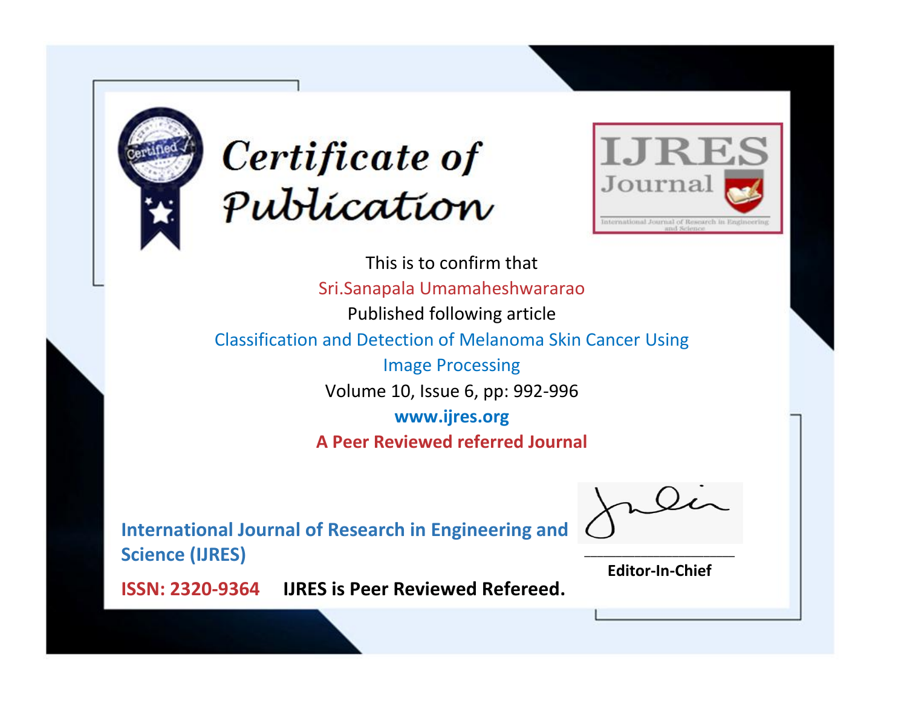# Certificate of Publication

IJRES Journal

International Journal of Research in Engineering and Science

This is to confirm that

Sri.Sanapala Umamaheshwararao

Published following article

Classification and Detection of Melanoma Skin Cancer Using Image Processing

Volume 10, Issue 6, pp: 992-996

**www.ijres.org**

**A Peer Reviewed referred Journal**

**International Journal of Research in Engineering and Science (IJRES)**

**ISSN: 2320-9364** **IJRES is Peer Reviewed Refereed.**

**Editor-In-Chief**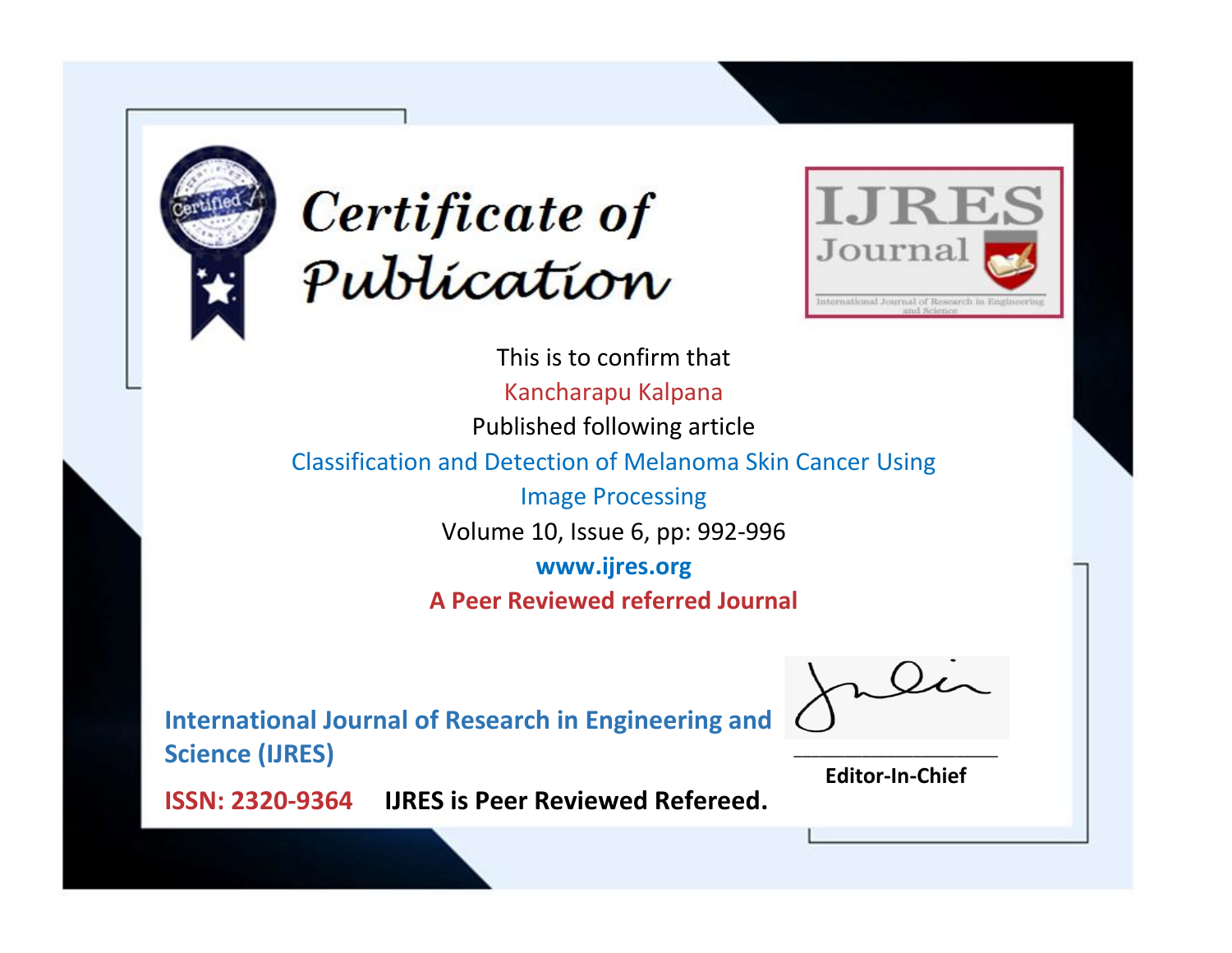# Certificate of Publication

IJRES Journal

International Journal of Research in Engineering and Science

This is to confirm that

Kancharapu Kalpana

Published following article

Classification and Detection of Melanoma Skin Cancer Using Image Processing

Volume 10, Issue 6, pp: 992-996

**www.ijres.org**

**A Peer Reviewed referred Journal**

**International Journal of Research in Engineering and Science (IJRES)**

**ISSN: 2320-9364** **IJRES is Peer Reviewed Refereed.**

**Editor-In-Chief**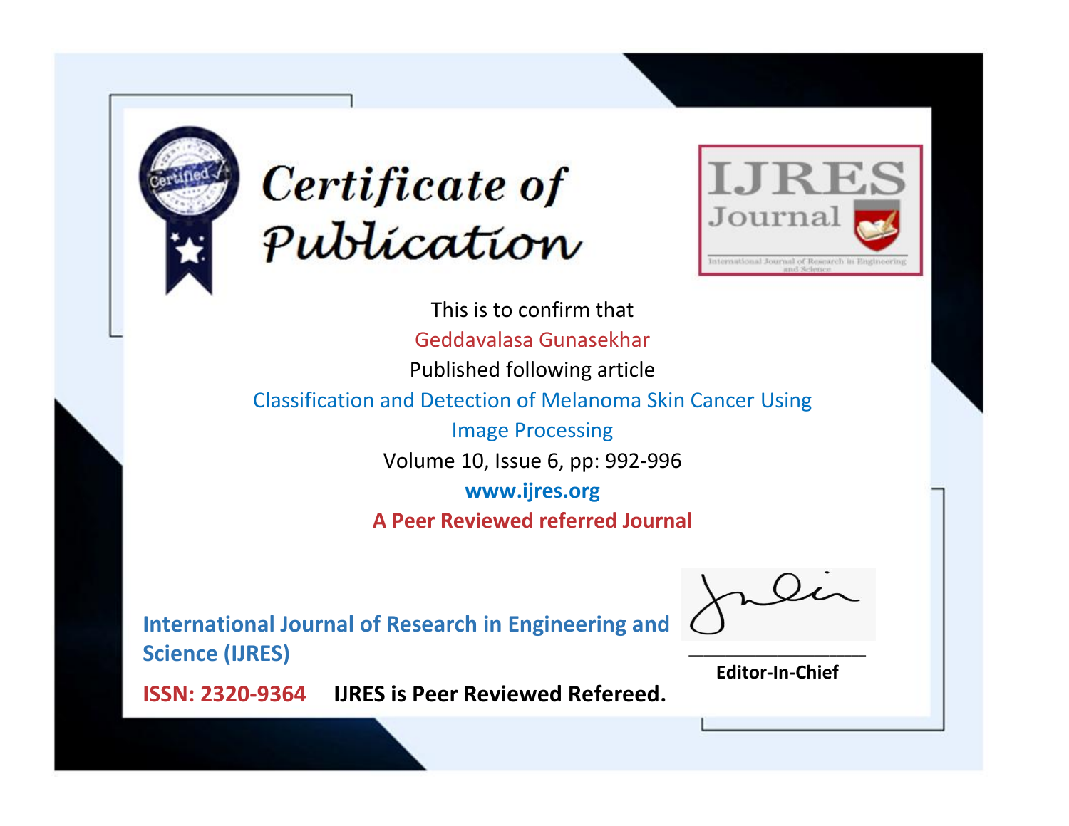# Certificate of Publication

IJRES Journal

International Journal of Research in Engineering and Science

This is to confirm that

Geddavalasa Gunasekhar

Published following article

Classification and Detection of Melanoma Skin Cancer Using Image Processing

Volume 10, Issue 6, pp: 992-996

**www.ijres.org**

**A Peer Reviewed referred Journal**

**International Journal of Research in Engineering and Science (IJRES)**

**ISSN: 2320-9364** **IJRES is Peer Reviewed Refereed.**

**Editor-In-Chief**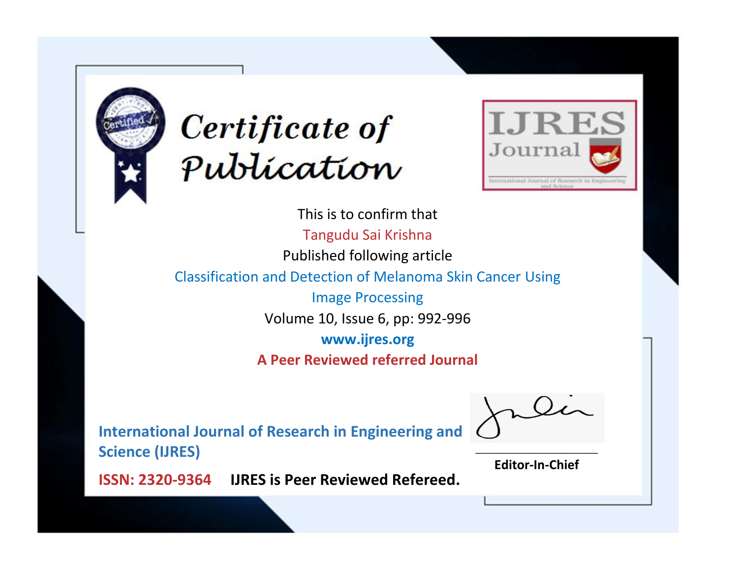# Certificate of Publication

IJRES Journal

International Journal of Research in Engineering and Science

This is to confirm that

Tangudu Sai Krishna

Published following article

Classification and Detection of Melanoma Skin Cancer Using Image Processing

Volume 10, Issue 6, pp: 992-996

**www.ijres.org**

**A Peer Reviewed referred Journal**

**International Journal of Research in Engineering and Science (IJRES)**

**ISSN: 2320-9364** **IJRES is Peer Reviewed Refereed.**

**Editor-In-Chief**